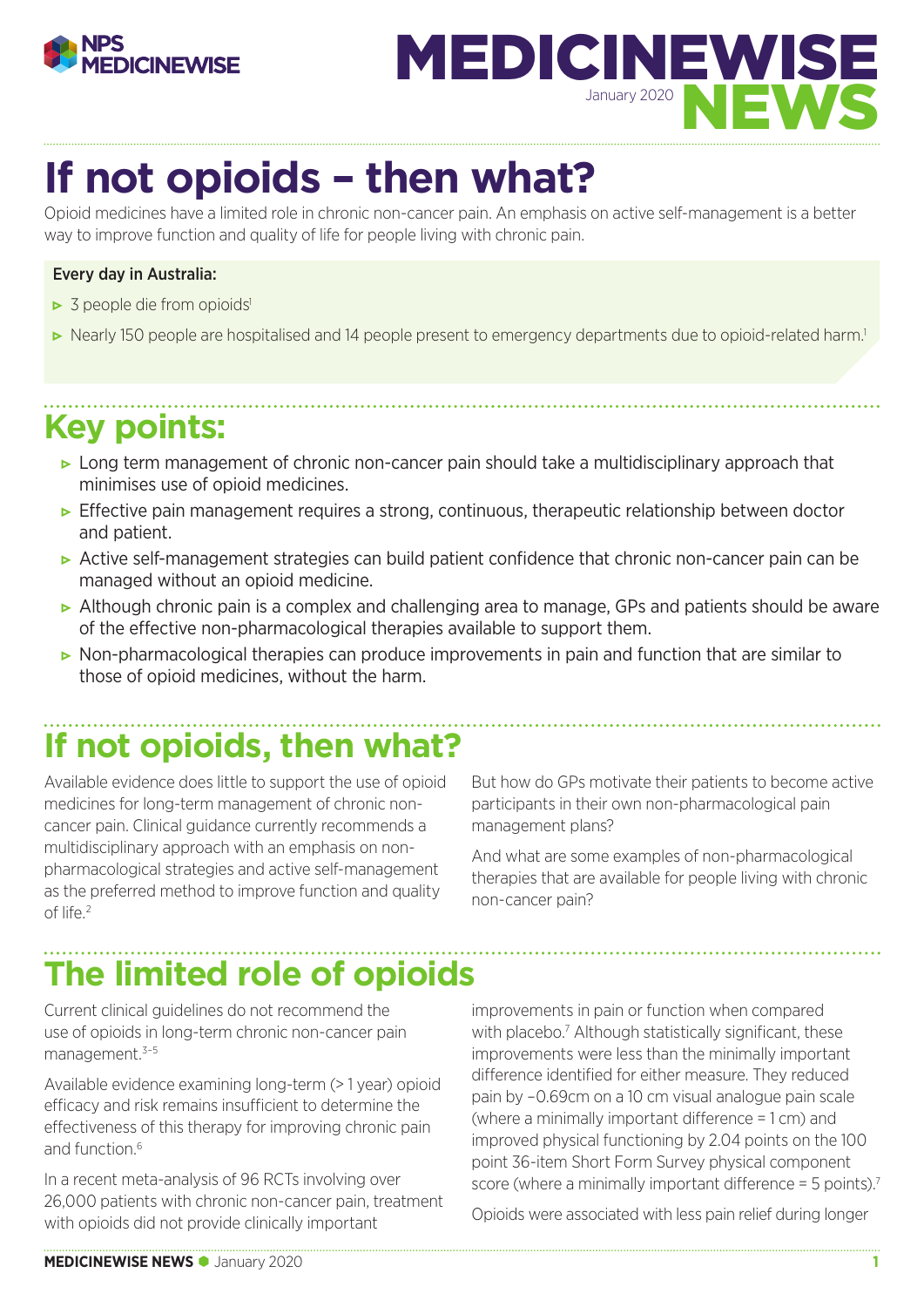# If not opioids – then what?

Opioid medicines have a limited role in chronic non-cancer pain. An emphasis on active self-management is a better way to improve function and quality of life for people living with chronic pain.

**Every day in Australia:**

- 3 people die from opioids[1]
- Nearly 150 people are hospitalised and 14 people present to emergency departments due to opioid-related harm.[1]

## Key points:

- Long term management of chronic non-cancer pain should take a multidisciplinary approach that minimises use of opioid medicines.
- Effective pain management requires a strong, continuous, therapeutic relationship between doctor and patient.
- Active self-management strategies can build patient confidence that chronic non-cancer pain can be managed without an opioid medicine.
- Although chronic pain is a complex and challenging area to manage, GPs and patients should be aware of the effective non-pharmacological therapies available to support them.
- Non-pharmacological therapies can produce improvements in pain and function that are similar to those of opioid medicines, without the harm.

## If not opioids, then what?

Available evidence does little to support the use of opioid medicines for long-term management of chronic non-cancer pain. Clinical guidance currently recommends a multidisciplinary approach with an emphasis on non-pharmacological strategies and active self-management as the preferred method to improve function and quality of life.[2]

But how do GPs motivate their patients to become active participants in their own non-pharmacological pain management plans?

And what are some examples of non-pharmacological therapies that are available for people living with chronic non-cancer pain?

## The limited role of opioids

Current clinical guidelines do not recommend the use of opioids in long-term chronic non-cancer pain management.[3–5]

Available evidence examining long-term (> 1 year) opioid efficacy and risk remains insufficient to determine the effectiveness of this therapy for improving chronic pain and function.[6]

In a recent meta-analysis of 96 RCTs involving over 26,000 patients with chronic non-cancer pain, treatment with opioids did not provide clinically important improvements in pain or function when compared with placebo.[7] Although statistically significant, these improvements were less than the minimally important difference identified for either measure. They reduced pain by −0.69cm on a 10 cm visual analogue pain scale (where a minimally important difference = 1 cm) and improved physical functioning by 2.04 points on the 100 point 36-item Short Form Survey physical component score (where a minimally important difference = 5 points).[7]

Opioids were associated with less pain relief during longer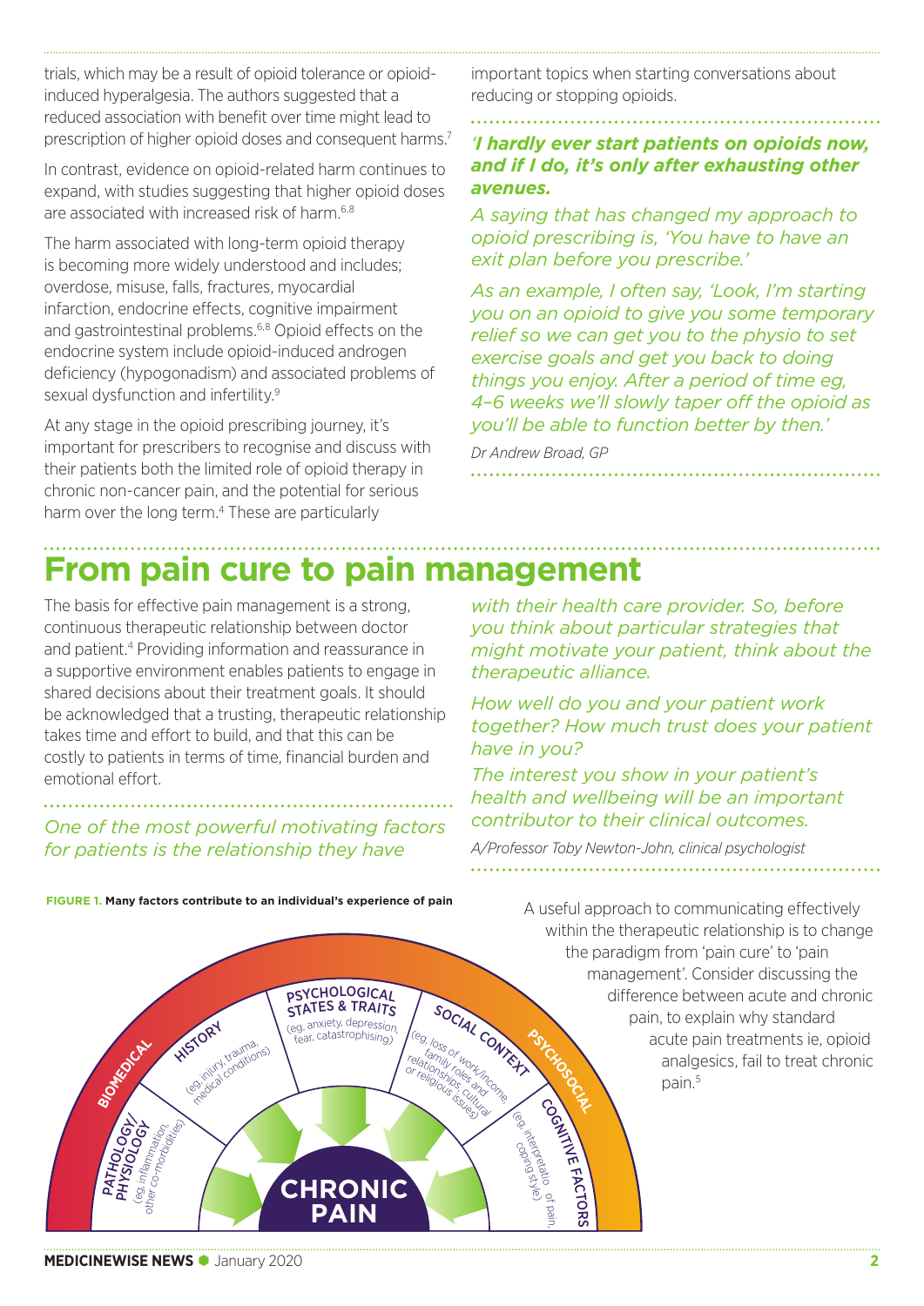trials, which may be a result of opioid tolerance or opioid-induced hyperalgesia. The authors suggested that a reduced association with benefit over time might lead to prescription of higher opioid doses and consequent harms.[7]

In contrast, evidence on opioid-related harm continues to expand, with studies suggesting that higher opioid doses are associated with increased risk of harm.[6,8]

The harm associated with long-term opioid therapy is becoming more widely understood and includes; overdose, misuse, falls, fractures, myocardial infarction, endocrine effects, cognitive impairment and gastrointestinal problems.[6,8] Opioid effects on the endocrine system include opioid-induced androgen deficiency (hypogonadism) and associated problems of sexual dysfunction and infertility.[9]

At any stage in the opioid prescribing journey, it's important for prescribers to recognise and discuss with their patients both the limited role of opioid therapy in chronic non-cancer pain, and the potential for serious harm over the long term.[4] These are particularly important topics when starting conversations about reducing or stopping opioids.

***'I hardly ever start patients on opioids now, and if I do, it's only after exhausting other avenues.***

*A saying that has changed my approach to opioid prescribing is, 'You have to have an exit plan before you prescribe.'*

*As an example, I often say, 'Look, I'm starting you on an opioid to give you some temporary relief so we can get you to the physio to set exercise goals and get you back to doing things you enjoy. After a period of time eg, 4–6 weeks we'll slowly taper off the opioid as you'll be able to function better by then.'*

*Dr Andrew Broad, GP*

# From pain cure to pain management

The basis for effective pain management is a strong, continuous therapeutic relationship between doctor and patient.[4] Providing information and reassurance in a supportive environment enables patients to engage in shared decisions about their treatment goals. It should be acknowledged that a trusting, therapeutic relationship takes time and effort to build, and that this can be costly to patients in terms of time, financial burden and emotional effort.

*One of the most powerful motivating factors for patients is the relationship they have with their health care provider. So, before you think about particular strategies that might motivate your patient, think about the therapeutic alliance.*

*How well do you and your patient work together? How much trust does your patient have in you?*

*The interest you show in your patient's health and wellbeing will be an important contributor to their clinical outcomes.*

*A/Professor Toby Newton-John, clinical psychologist*

**FIGURE 1. Many factors contribute to an individual's experience of pain**

BIOMEDICAL — PSYCHOSOCIAL

- PATHOLOGY/ PHYSIOLOGY (eg, inflammation, other co-morbidities)
- HISTORY (eg, injury, trauma, medical conditions)
- PSYCHOLOGICAL STATES & TRAITS (eg, anxiety, depression, fear, catastrophising)
- SOCIAL CONTEXT (eg, loss of work/income, family roles and relationships, cultural or religious issues)
- COGNITIVE FACTORS (eg, interpretation of pain, coping style)

CHRONIC PAIN

A useful approach to communicating effectively within the therapeutic relationship is to change the paradigm from 'pain cure' to 'pain management'. Consider discussing the difference between acute and chronic pain, to explain why standard acute pain treatments ie, opioid analgesics, fail to treat chronic pain.[5]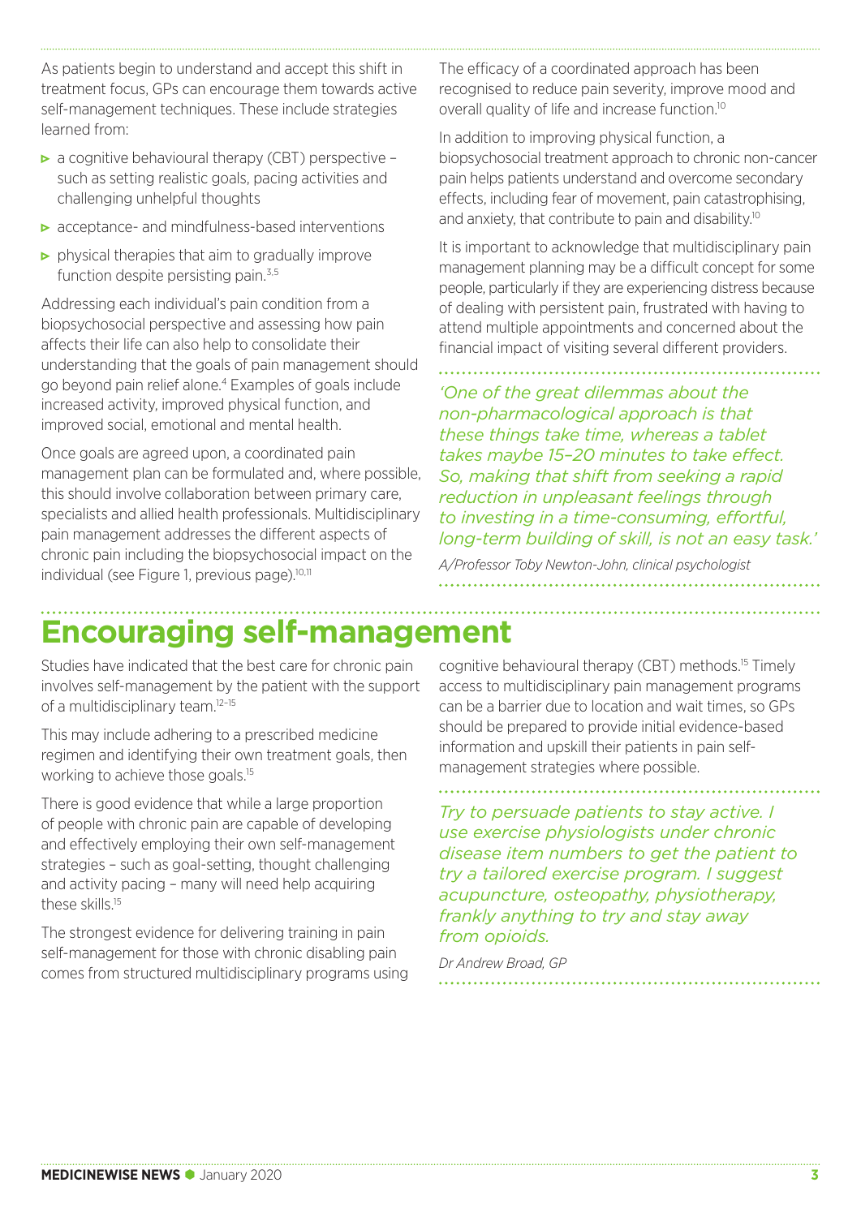As patients begin to understand and accept this shift in treatment focus, GPs can encourage them towards active self-management techniques. These include strategies learned from:

- a cognitive behavioural therapy (CBT) perspective – such as setting realistic goals, pacing activities and challenging unhelpful thoughts
- acceptance- and mindfulness-based interventions
- physical therapies that aim to gradually improve function despite persisting pain.[3,5]

Addressing each individual's pain condition from a biopsychosocial perspective and assessing how pain affects their life can also help to consolidate their understanding that the goals of pain management should go beyond pain relief alone.[4] Examples of goals include increased activity, improved physical function, and improved social, emotional and mental health.

Once goals are agreed upon, a coordinated pain management plan can be formulated and, where possible, this should involve collaboration between primary care, specialists and allied health professionals. Multidisciplinary pain management addresses the different aspects of chronic pain including the biopsychosocial impact on the individual (see Figure 1, previous page).[10,11]

The efficacy of a coordinated approach has been recognised to reduce pain severity, improve mood and overall quality of life and increase function.[10]

In addition to improving physical function, a biopsychosocial treatment approach to chronic non-cancer pain helps patients understand and overcome secondary effects, including fear of movement, pain catastrophising, and anxiety, that contribute to pain and disability.[10]

It is important to acknowledge that multidisciplinary pain management planning may be a difficult concept for some people, particularly if they are experiencing distress because of dealing with persistent pain, frustrated with having to attend multiple appointments and concerned about the financial impact of visiting several different providers.

> *'One of the great dilemmas about the non-pharmacological approach is that these things take time, whereas a tablet takes maybe 15–20 minutes to take effect. So, making that shift from seeking a rapid reduction in unpleasant feelings through to investing in a time-consuming, effortful, long-term building of skill, is not an easy task.'*
>
> *A/Professor Toby Newton-John, clinical psychologist*

# Encouraging self-management

Studies have indicated that the best care for chronic pain involves self-management by the patient with the support of a multidisciplinary team.[12–15]

This may include adhering to a prescribed medicine regimen and identifying their own treatment goals, then working to achieve those goals.[15]

There is good evidence that while a large proportion of people with chronic pain are capable of developing and effectively employing their own self-management strategies – such as goal-setting, thought challenging and activity pacing – many will need help acquiring these skills.[15]

The strongest evidence for delivering training in pain self-management for those with chronic disabling pain comes from structured multidisciplinary programs using cognitive behavioural therapy (CBT) methods.[15] Timely access to multidisciplinary pain management programs can be a barrier due to location and wait times, so GPs should be prepared to provide initial evidence-based information and upskill their patients in pain self-management strategies where possible.

> *Try to persuade patients to stay active. I use exercise physiologists under chronic disease item numbers to get the patient to try a tailored exercise program. I suggest acupuncture, osteopathy, physiotherapy, frankly anything to try and stay away from opioids.*
>
> *Dr Andrew Broad, GP*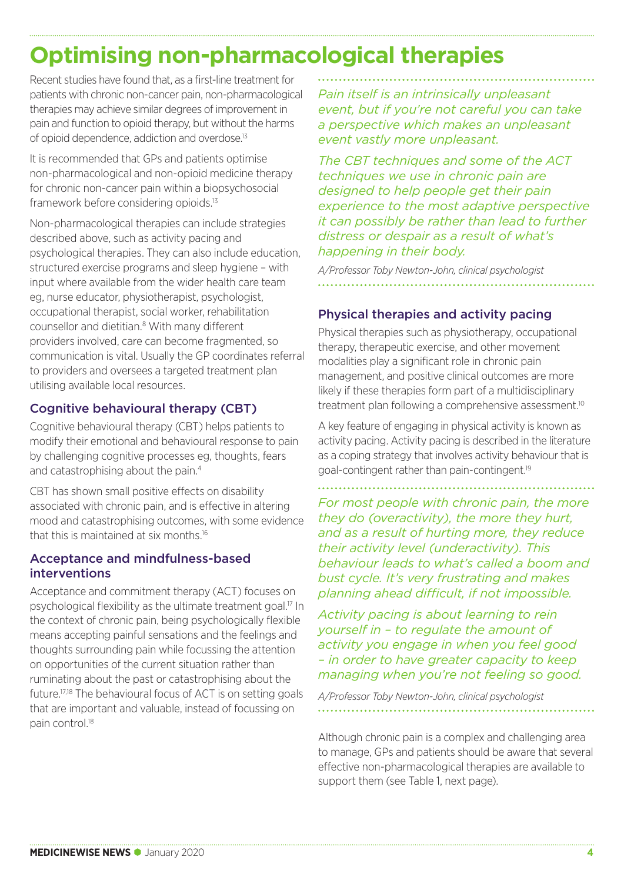# Optimising non-pharmacological therapies

Recent studies have found that, as a first-line treatment for patients with chronic non-cancer pain, non-pharmacological therapies may achieve similar degrees of improvement in pain and function to opioid therapy, but without the harms of opioid dependence, addiction and overdose.[13]

It is recommended that GPs and patients optimise non-pharmacological and non-opioid medicine therapy for chronic non-cancer pain within a biopsychosocial framework before considering opioids.[13]

Non-pharmacological therapies can include strategies described above, such as activity pacing and psychological therapies. They can also include education, structured exercise programs and sleep hygiene – with input where available from the wider health care team eg, nurse educator, physiotherapist, psychologist, occupational therapist, social worker, rehabilitation counsellor and dietitian.[8] With many different providers involved, care can become fragmented, so communication is vital. Usually the GP coordinates referral to providers and oversees a targeted treatment plan utilising available local resources.

## Cognitive behavioural therapy (CBT)

Cognitive behavioural therapy (CBT) helps patients to modify their emotional and behavioural response to pain by challenging cognitive processes eg, thoughts, fears and catastrophising about the pain.[4]

CBT has shown small positive effects on disability associated with chronic pain, and is effective in altering mood and catastrophising outcomes, with some evidence that this is maintained at six months.[16]

## Acceptance and mindfulness-based interventions

Acceptance and commitment therapy (ACT) focuses on psychological flexibility as the ultimate treatment goal.[17] In the context of chronic pain, being psychologically flexible means accepting painful sensations and the feelings and thoughts surrounding pain while focussing the attention on opportunities of the current situation rather than ruminating about the past or catastrophising about the future.[17,18] The behavioural focus of ACT is on setting goals that are important and valuable, instead of focussing on pain control.[18]

*Pain itself is an intrinsically unpleasant event, but if you're not careful you can take a perspective which makes an unpleasant event vastly more unpleasant.*

*The CBT techniques and some of the ACT techniques we use in chronic pain are designed to help people get their pain experience to the most adaptive perspective it can possibly be rather than lead to further distress or despair as a result of what's happening in their body.*

*A/Professor Toby Newton-John, clinical psychologist*

## Physical therapies and activity pacing

Physical therapies such as physiotherapy, occupational therapy, therapeutic exercise, and other movement modalities play a significant role in chronic pain management, and positive clinical outcomes are more likely if these therapies form part of a multidisciplinary treatment plan following a comprehensive assessment.[10]

A key feature of engaging in physical activity is known as activity pacing. Activity pacing is described in the literature as a coping strategy that involves activity behaviour that is goal-contingent rather than pain-contingent.[19]

*For most people with chronic pain, the more they do (overactivity), the more they hurt, and as a result of hurting more, they reduce their activity level (underactivity). This behaviour leads to what's called a boom and bust cycle. It's very frustrating and makes planning ahead difficult, if not impossible.*

*Activity pacing is about learning to rein yourself in – to regulate the amount of activity you engage in when you feel good – in order to have greater capacity to keep managing when you're not feeling so good.*

*A/Professor Toby Newton-John, clinical psychologist*

Although chronic pain is a complex and challenging area to manage, GPs and patients should be aware that several effective non-pharmacological therapies are available to support them (see Table 1, next page).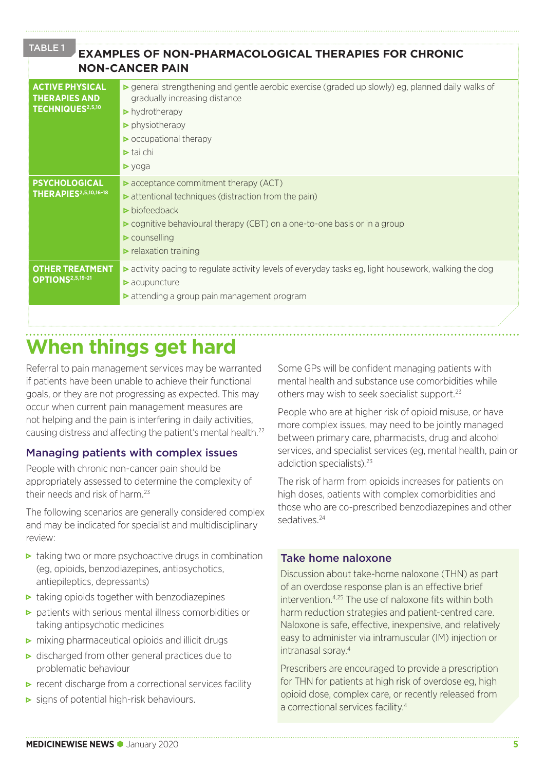TABLE 1

**EXAMPLES OF NON-PHARMACOLOGICAL THERAPIES FOR CHRONIC NON-CANCER PAIN**

| | |
|---|---|
| **ACTIVE PHYSICAL THERAPIES AND TECHNIQUES**[2,5,10] | ▶ general strengthening and gentle aerobic exercise (graded up slowly) eg, planned daily walks of gradually increasing distance<br>▶ hydrotherapy<br>▶ physiotherapy<br>▶ occupational therapy<br>▶ tai chi<br>▶ yoga |
| **PSYCHOLOGICAL THERAPIES**[2,5,10,16-18] | ▶ acceptance commitment therapy (ACT)<br>▶ attentional techniques (distraction from the pain)<br>▶ biofeedback<br>▶ cognitive behavioural therapy (CBT) on a one-to-one basis or in a group<br>▶ counselling<br>▶ relaxation training |
| **OTHER TREATMENT OPTIONS**[2,5,19-21] | ▶ activity pacing to regulate activity levels of everyday tasks eg, light housework, walking the dog<br>▶ acupuncture<br>▶ attending a group pain management program |

# When things get hard

Referral to pain management services may be warranted if patients have been unable to achieve their functional goals, or they are not progressing as expected. This may occur when current pain management measures are not helping and the pain is interfering in daily activities, causing distress and affecting the patient's mental health.[22]

## Managing patients with complex issues

People with chronic non-cancer pain should be appropriately assessed to determine the complexity of their needs and risk of harm.[23]

The following scenarios are generally considered complex and may be indicated for specialist and multidisciplinary review:

- taking two or more psychoactive drugs in combination (eg, opioids, benzodiazepines, antipsychotics, antiepileptics, depressants)
- taking opioids together with benzodiazepines
- patients with serious mental illness comorbidities or taking antipsychotic medicines
- mixing pharmaceutical opioids and illicit drugs
- discharged from other general practices due to problematic behaviour
- recent discharge from a correctional services facility
- signs of potential high-risk behaviours.

Some GPs will be confident managing patients with mental health and substance use comorbidities while others may wish to seek specialist support.[23]

People who are at higher risk of opioid misuse, or have more complex issues, may need to be jointly managed between primary care, pharmacists, drug and alcohol services, and specialist services (eg, mental health, pain or addiction specialists).[23]

The risk of harm from opioids increases for patients on high doses, patients with complex comorbidities and those who are co-prescribed benzodiazepines and other sedatives.[24]

## Take home naloxone

Discussion about take-home naloxone (THN) as part of an overdose response plan is an effective brief intervention.[4,25] The use of naloxone fits within both harm reduction strategies and patient-centred care. Naloxone is safe, effective, inexpensive, and relatively easy to administer via intramuscular (IM) injection or intranasal spray.[4]

Prescribers are encouraged to provide a prescription for THN for patients at high risk of overdose eg, high opioid dose, complex care, or recently released from a correctional services facility.[4]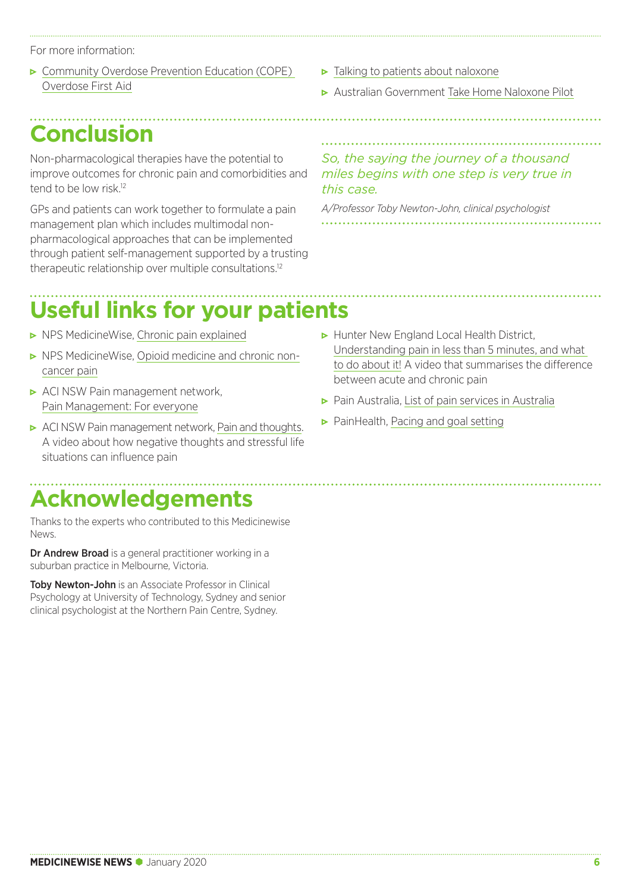For more information:

- Community Overdose Prevention Education (COPE) Overdose First Aid
- Talking to patients about naloxone
- Australian Government Take Home Naloxone Pilot

# Conclusion

Non-pharmacological therapies have the potential to improve outcomes for chronic pain and comorbidities and tend to be low risk.[12]

GPs and patients can work together to formulate a pain management plan which includes multimodal non-pharmacological approaches that can be implemented through patient self-management supported by a trusting therapeutic relationship over multiple consultations.[12]

*So, the saying the journey of a thousand miles begins with one step is very true in this case.*

*A/Professor Toby Newton-John, clinical psychologist*

# Useful links for your patients

- NPS MedicineWise, Chronic pain explained
- NPS MedicineWise, Opioid medicine and chronic non-cancer pain
- ACI NSW Pain management network, Pain Management: For everyone
- ACI NSW Pain management network, Pain and thoughts. A video about how negative thoughts and stressful life situations can influence pain
- Hunter New England Local Health District, Understanding pain in less than 5 minutes, and what to do about it! A video that summarises the difference between acute and chronic pain
- Pain Australia, List of pain services in Australia
- PainHealth, Pacing and goal setting

# Acknowledgements

Thanks to the experts who contributed to this Medicinewise News.

**Dr Andrew Broad** is a general practitioner working in a suburban practice in Melbourne, Victoria.

**Toby Newton-John** is an Associate Professor in Clinical Psychology at University of Technology, Sydney and senior clinical psychologist at the Northern Pain Centre, Sydney.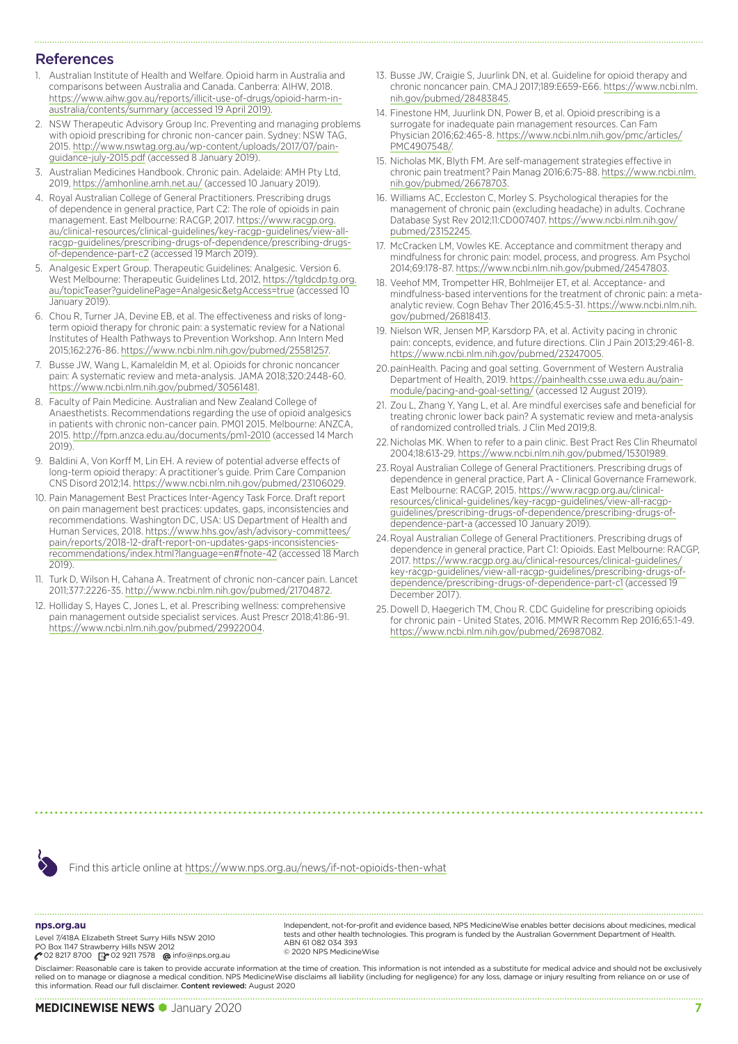## References

1. Australian Institute of Health and Welfare. Opioid harm in Australia and comparisons between Australia and Canada. Canberra: AIHW, 2018. https://www.aihw.gov.au/reports/illicit-use-of-drugs/opioid-harm-in-australia/contents/summary (accessed 19 April 2019).
2. NSW Therapeutic Advisory Group Inc. Preventing and managing problems with opioid prescribing for chronic non-cancer pain. Sydney: NSW TAG, 2015. http://www.nswtag.org.au/wp-content/uploads/2017/07/pain-guidance-july-2015.pdf (accessed 8 January 2019).
3. Australian Medicines Handbook. Chronic pain. Adelaide: AMH Pty Ltd, 2019. https://amhonline.amh.net.au/ (accessed 10 January 2019).
4. Royal Australian College of General Practitioners. Prescribing drugs of dependence in general practice, Part C2: The role of opioids in pain management. East Melbourne: RACGP, 2017. https://www.racgp.org.au/clinical-resources/clinical-guidelines/key-racgp-guidelines/view-all-racgp-guidelines/prescribing-drugs-of-dependence/prescribing-drugs-of-dependence-part-c2 (accessed 19 March 2019).
5. Analgesic Expert Group. Therapeutic Guidelines: Analgesic. Version 6. West Melbourne: Therapeutic Guidelines Ltd, 2012. https://tgldcdp.tg.org.au/topicTeaser?guidelinePage=Analgesic&etgAccess=true (accessed 10 January 2019).
6. Chou R, Turner JA, Devine EB, et al. The effectiveness and risks of long-term opioid therapy for chronic pain: a systematic review for a National Institutes of Health Pathways to Prevention Workshop. Ann Intern Med 2015;162:276-86. https://www.ncbi.nlm.nih.gov/pubmed/25581257.
7. Busse JW, Wang L, Kamaleldin M, et al. Opioids for chronic noncancer pain: A systematic review and meta-analysis. JAMA 2018;320:2448-60. https://www.ncbi.nlm.nih.gov/pubmed/30561481.
8. Faculty of Pain Medicine. Australian and New Zealand College of Anaesthetists. Recommendations regarding the use of opioid analgesics in patients with chronic non-cancer pain. PM01 2015. Melbourne: ANZCA, 2015. http://fpm.anzca.edu.au/documents/pm1-2010 (accessed 14 March 2019).
9. Baldini A, Von Korff M, Lin EH. A review of potential adverse effects of long-term opioid therapy: A practitioner's guide. Prim Care Companion CNS Disord 2012;14. https://www.ncbi.nlm.nih.gov/pubmed/23106029.
10. Pain Management Best Practices Inter-Agency Task Force. Draft report on pain management best practices: updates, gaps, inconsistencies and recommendations. Washington DC, USA: US Department of Health and Human Services, 2018. https://www.hhs.gov/ash/advisory-committees/pain/reports/2018-12-draft-report-on-updates-gaps-inconsistencies-recommendations/index.html?language=en#fnote-42 (accessed 18 March 2019).
11. Turk D, Wilson H, Cahana A. Treatment of chronic non-cancer pain. Lancet 2011;377:2226-35. http://www.ncbi.nlm.nih.gov/pubmed/21704872.
12. Holliday S, Hayes C, Jones L, et al. Prescribing wellness: comprehensive pain management outside specialist services. Aust Prescr 2018;41:86-91. https://www.ncbi.nlm.nih.gov/pubmed/29922004.
13. Busse JW, Craigie S, Juurlink DN, et al. Guideline for opioid therapy and chronic noncancer pain. CMAJ 2017;189:E659-E66. https://www.ncbi.nlm.nih.gov/pubmed/28483845.
14. Finestone HM, Juurlink DN, Power B, et al. Opioid prescribing is a surrogate for inadequate pain management resources. Can Fam Physician 2016;62:465-8. https://www.ncbi.nlm.nih.gov/pmc/articles/PMC4907548/.
15. Nicholas MK, Blyth FM. Are self-management strategies effective in chronic pain treatment? Pain Manag 2016;6:75-88. https://www.ncbi.nlm.nih.gov/pubmed/26678703.
16. Williams AC, Eccleston C, Morley S. Psychological therapies for the management of chronic pain (excluding headache) in adults. Cochrane Database Syst Rev 2012;11:CD007407. https://www.ncbi.nlm.nih.gov/pubmed/23152245.
17. McCracken LM, Vowles KE. Acceptance and commitment therapy and mindfulness for chronic pain: model, process, and progress. Am Psychol 2014;69:178-87. https://www.ncbi.nlm.nih.gov/pubmed/24547803.
18. Veehof MM, Trompetter HR, Bohlmeijer ET, et al. Acceptance- and mindfulness-based interventions for the treatment of chronic pain: a meta-analytic review. Cogn Behav Ther 2016;45:5-31. https://www.ncbi.nlm.nih.gov/pubmed/26818413.
19. Nielson WR, Jensen MP, Karsdorp PA, et al. Activity pacing in chronic pain: concepts, evidence, and future directions. Clin J Pain 2013;29:461-8. https://www.ncbi.nlm.nih.gov/pubmed/23247005.
20. painHealth. Pacing and goal setting. Government of Western Australia Department of Health, 2019. https://painhealth.csse.uwa.edu.au/pain-module/pacing-and-goal-setting/ (accessed 12 August 2019).
21. Zou L, Zhang Y, Yang L, et al. Are mindful exercises safe and beneficial for treating chronic lower back pain? A systematic review and meta-analysis of randomized controlled trials. J Clin Med 2019;8.
22. Nicholas MK. When to refer to a pain clinic. Best Pract Res Clin Rheumatol 2004;18:613-29. https://www.ncbi.nlm.nih.gov/pubmed/15301989.
23. Royal Australian College of General Practitioners. Prescribing drugs of dependence in general practice, Part A - Clinical Governance Framework. East Melbourne: RACGP, 2015. https://www.racgp.org.au/clinical-resources/clinical-guidelines/key-racgp-guidelines/view-all-racgp-guidelines/prescribing-drugs-of-dependence/prescribing-drugs-of-dependence-part-a (accessed 10 January 2019).
24. Royal Australian College of General Practitioners. Prescribing drugs of dependence in general practice, Part C1: Opioids. East Melbourne: RACGP, 2017. https://www.racgp.org.au/clinical-resources/clinical-guidelines/key-racgp-guidelines/view-all-racgp-guidelines/prescribing-drugs-of-dependence/prescribing-drugs-of-dependence-part-c1 (accessed 19 December 2017).
25. Dowell D, Haegerich TM, Chou R. CDC Guideline for prescribing opioids for chronic pain - United States, 2016. MMWR Recomm Rep 2016;65:1-49. https://www.ncbi.nlm.nih.gov/pubmed/26987082.

Find this article online at https://www.nps.org.au/news/if-not-opioids-then-what

**nps.org.au**

Level 7/418A Elizabeth Street Surry Hills NSW 2010
PO Box 1147 Strawberry Hills NSW 2012
02 8217 8700 02 9211 7578 info@nps.org.au

Independent, not-for-profit and evidence based, NPS MedicineWise enables better decisions about medicines, medical tests and other health technologies. This program is funded by the Australian Government Department of Health.
ABN 61 082 034 393
© 2020 NPS MedicineWise

Disclaimer: Reasonable care is taken to provide accurate information at the time of creation. This information is not intended as a substitute for medical advice and should not be exclusively relied on to manage or diagnose a medical condition. NPS MedicineWise disclaims all liability (including for negligence) for any loss, damage or injury resulting from reliance on or use of this information. Read our full disclaimer. **Content reviewed:** August 2020